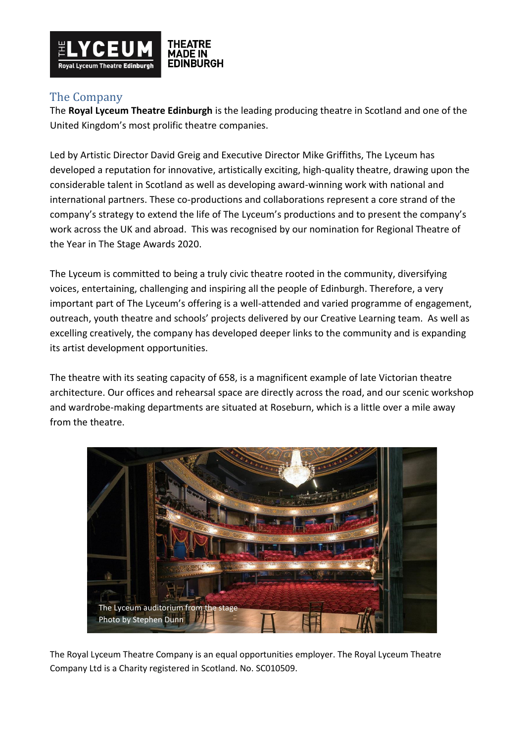## The Company

The **Royal Lyceum Theatre Edinburgh** is the leading producing theatre in Scotland and one of the United Kingdom's most prolific theatre companies.

Led by Artistic Director David Greig and Executive Director Mike Griffiths, The Lyceum has developed a reputation for innovative, artistically exciting, high-quality theatre, drawing upon the considerable talent in Scotland as well as developing award-winning work with national and international partners. These co-productions and collaborations represent a core strand of the company's strategy to extend the life of The Lyceum's productions and to present the company's work across the UK and abroad. This was recognised by our nomination for Regional Theatre of the Year in The Stage Awards 2020.

The Lyceum is committed to being a truly civic theatre rooted in the community, diversifying voices, entertaining, challenging and inspiring all the people of Edinburgh. Therefore, a very important part of The Lyceum's offering is a well-attended and varied programme of engagement, outreach, youth theatre and schools' projects delivered by our Creative Learning team. As well as excelling creatively, the company has developed deeper links to the community and is expanding its artist development opportunities.

The theatre with its seating capacity of 658, is a magnificent example of late Victorian theatre architecture. Our offices and rehearsal space are directly across the road, and our scenic workshop and wardrobe-making departments are situated at Roseburn, which is a little over a mile away from the theatre.

The Lyceum auditorium from the stage
Photo by Stephen Dunn

The Royal Lyceum Theatre Company is an equal opportunities employer. The Royal Lyceum Theatre Company Ltd is a Charity registered in Scotland. No. SC010509.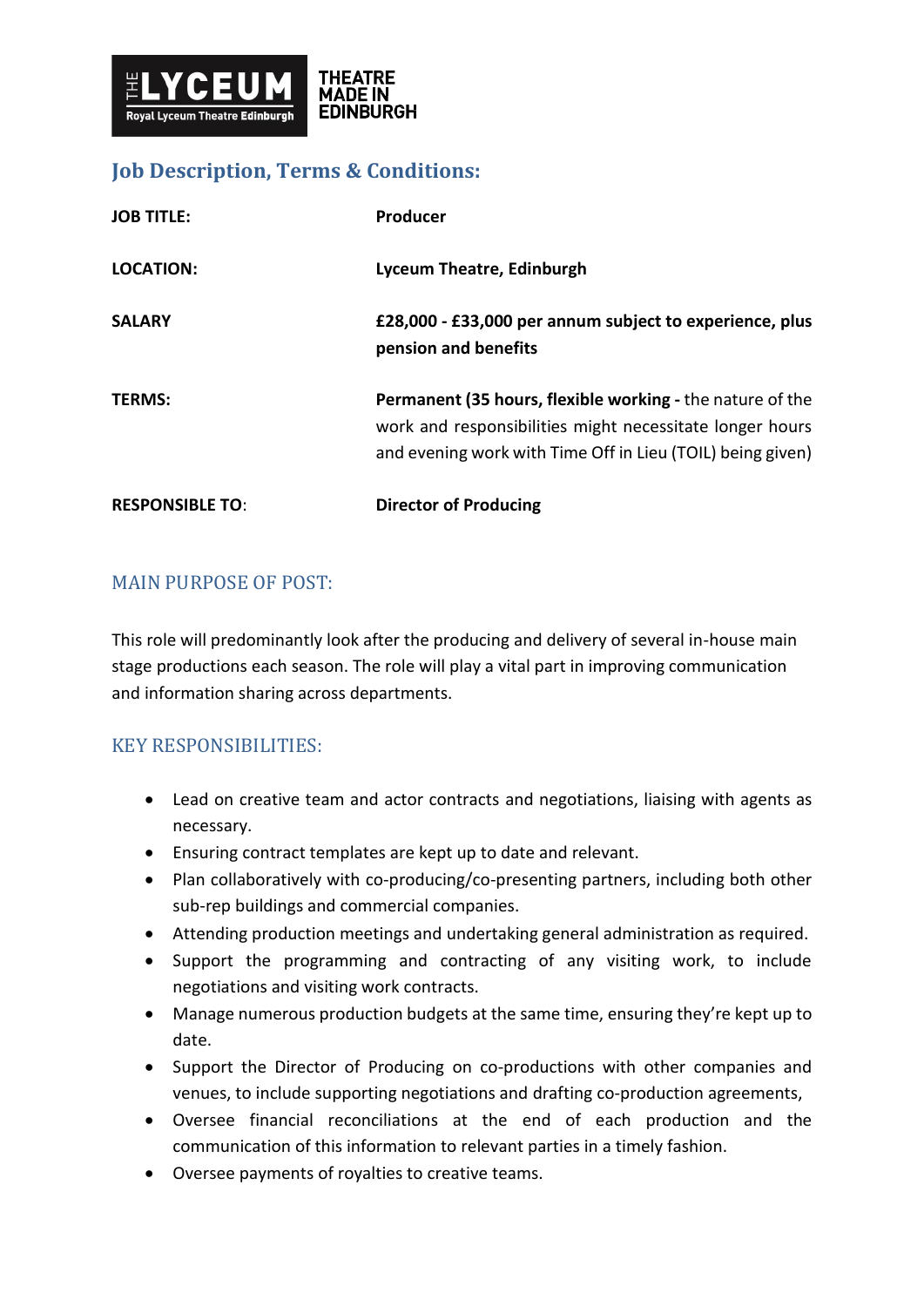## Job Description, Terms & Conditions:

| | |
|---|---|
| **JOB TITLE:** | **Producer** |
| **LOCATION:** | **Lyceum Theatre, Edinburgh** |
| **SALARY** | **£28,000 - £33,000 per annum subject to experience, plus pension and benefits** |
| **TERMS:** | **Permanent (35 hours, flexible working -** the nature of the work and responsibilities might necessitate longer hours and evening work with Time Off in Lieu (TOIL) being given) |
| **RESPONSIBLE TO**: | **Director of Producing** |

### MAIN PURPOSE OF POST:

This role will predominantly look after the producing and delivery of several in-house main stage productions each season. The role will play a vital part in improving communication and information sharing across departments.

### KEY RESPONSIBILITIES:

- Lead on creative team and actor contracts and negotiations, liaising with agents as necessary.
- Ensuring contract templates are kept up to date and relevant.
- Plan collaboratively with co-producing/co-presenting partners, including both other sub-rep buildings and commercial companies.
- Attending production meetings and undertaking general administration as required.
- Support the programming and contracting of any visiting work, to include negotiations and visiting work contracts.
- Manage numerous production budgets at the same time, ensuring they're kept up to date.
- Support the Director of Producing on co-productions with other companies and venues, to include supporting negotiations and drafting co-production agreements,
- Oversee financial reconciliations at the end of each production and the communication of this information to relevant parties in a timely fashion.
- Oversee payments of royalties to creative teams.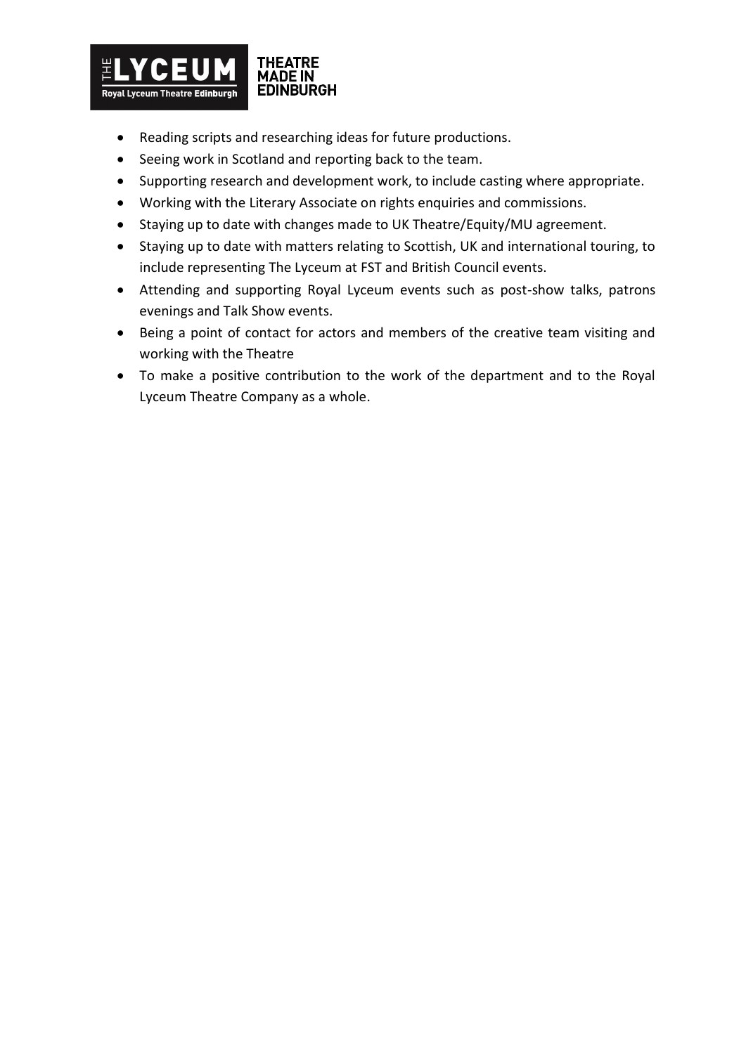- Reading scripts and researching ideas for future productions.
- Seeing work in Scotland and reporting back to the team.
- Supporting research and development work, to include casting where appropriate.
- Working with the Literary Associate on rights enquiries and commissions.
- Staying up to date with changes made to UK Theatre/Equity/MU agreement.
- Staying up to date with matters relating to Scottish, UK and international touring, to include representing The Lyceum at FST and British Council events.
- Attending and supporting Royal Lyceum events such as post-show talks, patrons evenings and Talk Show events.
- Being a point of contact for actors and members of the creative team visiting and working with the Theatre
- To make a positive contribution to the work of the department and to the Royal Lyceum Theatre Company as a whole.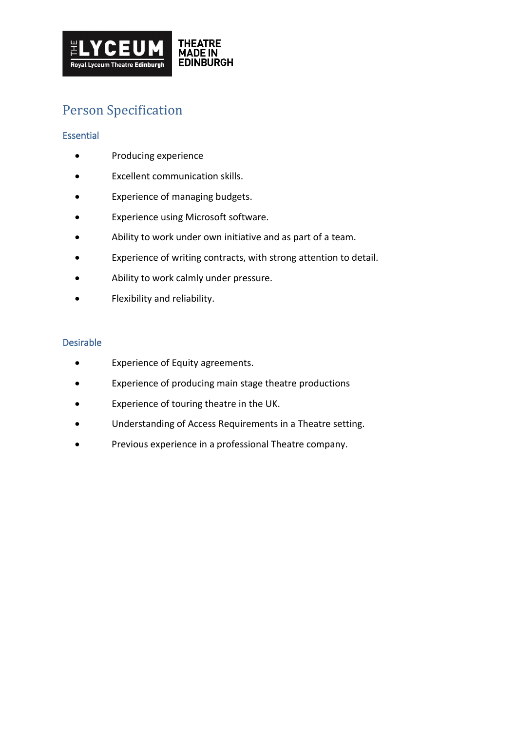# Person Specification

## Essential

- Producing experience
- Excellent communication skills.
- Experience of managing budgets.
- Experience using Microsoft software.
- Ability to work under own initiative and as part of a team.
- Experience of writing contracts, with strong attention to detail.
- Ability to work calmly under pressure.
- Flexibility and reliability.

## Desirable

- Experience of Equity agreements.
- Experience of producing main stage theatre productions
- Experience of touring theatre in the UK.
- Understanding of Access Requirements in a Theatre setting.
- Previous experience in a professional Theatre company.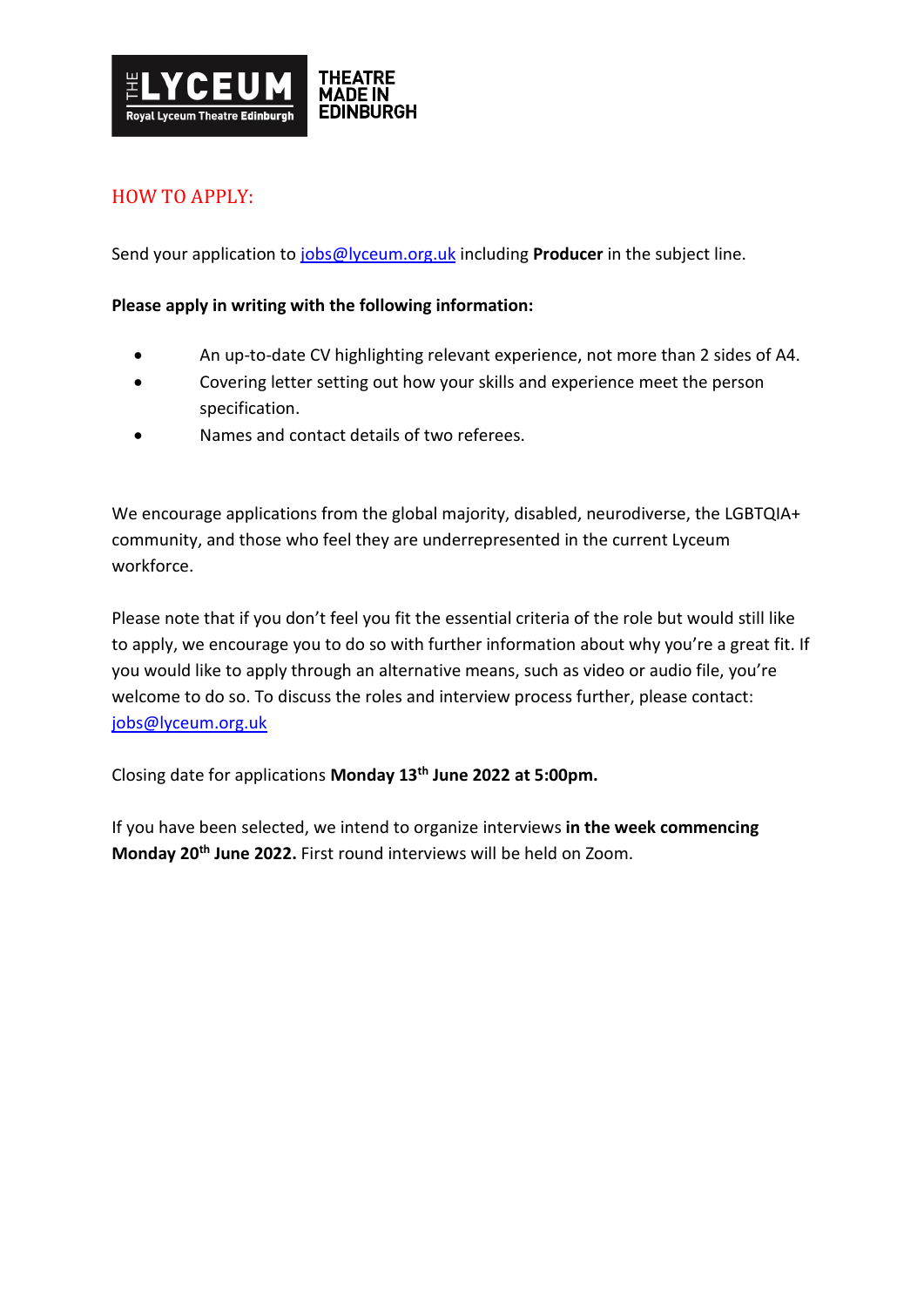## HOW TO APPLY:

Send your application to jobs@lyceum.org.uk including **Producer** in the subject line.

**Please apply in writing with the following information:**

- An up-to-date CV highlighting relevant experience, not more than 2 sides of A4.
- Covering letter setting out how your skills and experience meet the person specification.
- Names and contact details of two referees.

We encourage applications from the global majority, disabled, neurodiverse, the LGBTQIA+ community, and those who feel they are underrepresented in the current Lyceum workforce.

Please note that if you don't feel you fit the essential criteria of the role but would still like to apply, we encourage you to do so with further information about why you're a great fit. If you would like to apply through an alternative means, such as video or audio file, you're welcome to do so. To discuss the roles and interview process further, please contact: jobs@lyceum.org.uk

Closing date for applications **Monday 13th June 2022 at 5:00pm.**

If you have been selected, we intend to organize interviews **in the week commencing Monday 20th June 2022.** First round interviews will be held on Zoom.